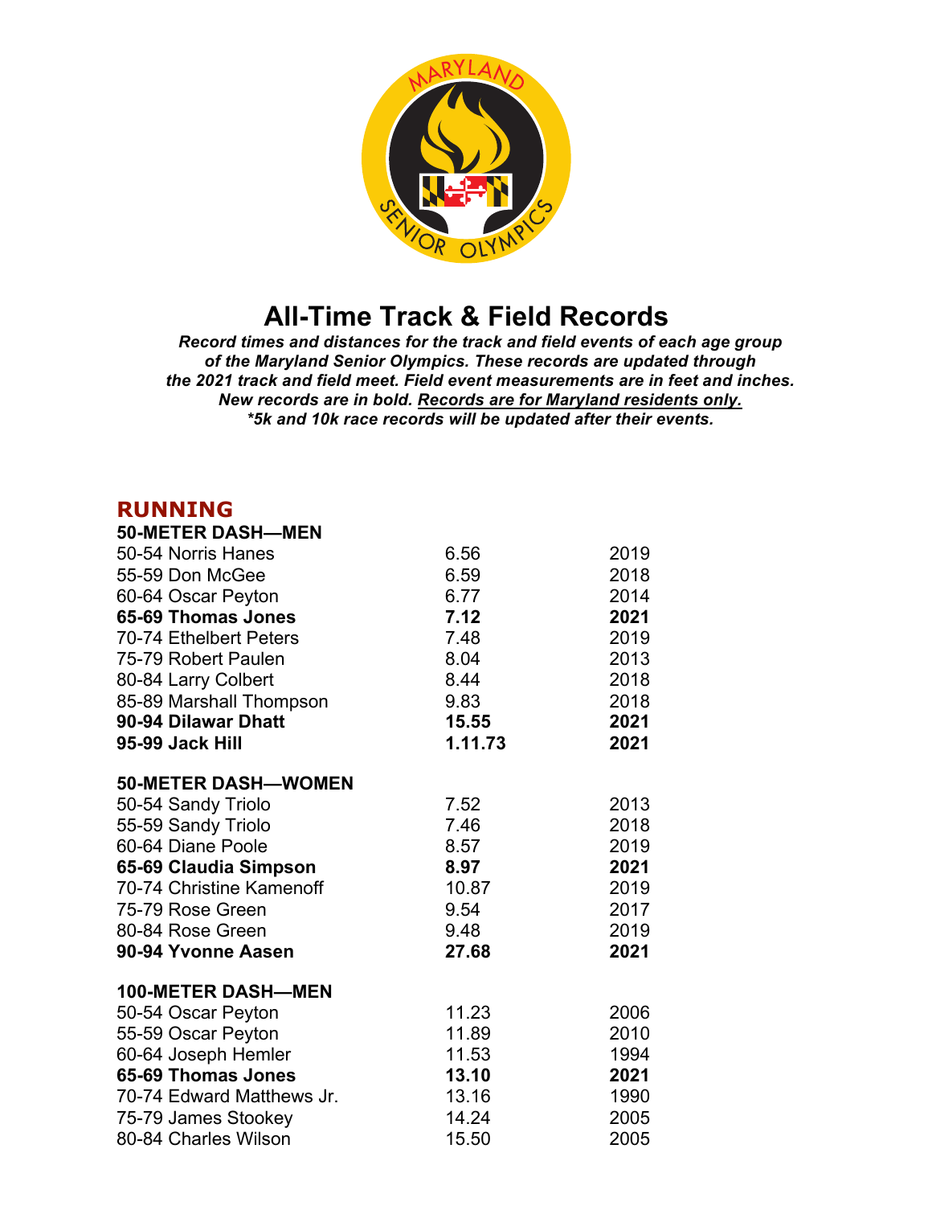# All-Time Track & Field Records

***Record times and distances for the track and field events of each age group of the Maryland Senior Olympics. These records are updated through the 2021 track and field meet. Field event measurements are in feet and inches. New records are in bold. Records are for Maryland residents only.***
***\*5k and 10k race records will be updated after their events.***

## RUNNING

### 50-METER DASH—MEN

| Age Group / Name | Record | Year |
|---|---|---|
| 50-54 Norris Hanes | 6.56 | 2019 |
| 55-59 Don McGee | 6.59 | 2018 |
| 60-64 Oscar Peyton | 6.77 | 2014 |
| **65-69 Thomas Jones** | **7.12** | **2021** |
| 70-74 Ethelbert Peters | 7.48 | 2019 |
| 75-79 Robert Paulen | 8.04 | 2013 |
| 80-84 Larry Colbert | 8.44 | 2018 |
| 85-89 Marshall Thompson | 9.83 | 2018 |
| **90-94 Dilawar Dhatt** | **15.55** | **2021** |
| **95-99 Jack Hill** | **1.11.73** | **2021** |

### 50-METER DASH—WOMEN

| Age Group / Name | Record | Year |
|---|---|---|
| 50-54 Sandy Triolo | 7.52 | 2013 |
| 55-59 Sandy Triolo | 7.46 | 2018 |
| 60-64 Diane Poole | 8.57 | 2019 |
| **65-69 Claudia Simpson** | **8.97** | **2021** |
| 70-74 Christine Kamenoff | 10.87 | 2019 |
| 75-79 Rose Green | 9.54 | 2017 |
| 80-84 Rose Green | 9.48 | 2019 |
| **90-94 Yvonne Aasen** | **27.68** | **2021** |

### 100-METER DASH—MEN

| Age Group / Name | Record | Year |
|---|---|---|
| 50-54 Oscar Peyton | 11.23 | 2006 |
| 55-59 Oscar Peyton | 11.89 | 2010 |
| 60-64 Joseph Hemler | 11.53 | 1994 |
| **65-69 Thomas Jones** | **13.10** | **2021** |
| 70-74 Edward Matthews Jr. | 13.16 | 1990 |
| 75-79 James Stookey | 14.24 | 2005 |
| 80-84 Charles Wilson | 15.50 | 2005 |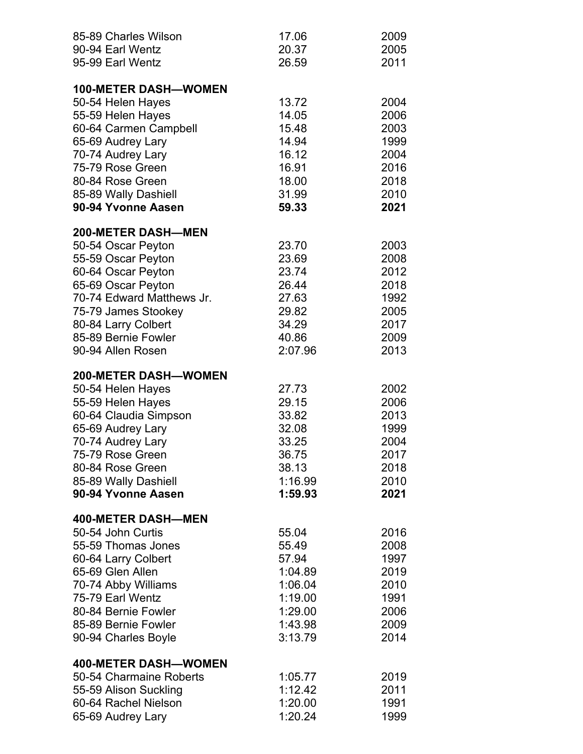85-89 Charles Wilson 17.06 2009
90-94 Earl Wentz 20.37 2005
95-99 Earl Wentz 26.59 2011

**100-METER DASH—WOMEN**

| | | |
|---|---|---|
| 50-54 Helen Hayes | 13.72 | 2004 |
| 55-59 Helen Hayes | 14.05 | 2006 |
| 60-64 Carmen Campbell | 15.48 | 2003 |
| 65-69 Audrey Lary | 14.94 | 1999 |
| 70-74 Audrey Lary | 16.12 | 2004 |
| 75-79 Rose Green | 16.91 | 2016 |
| 80-84 Rose Green | 18.00 | 2018 |
| 85-89 Wally Dashiell | 31.99 | 2010 |
| **90-94 Yvonne Aasen** | **59.33** | **2021** |

**200-METER DASH—MEN**

| | | |
|---|---|---|
| 50-54 Oscar Peyton | 23.70 | 2003 |
| 55-59 Oscar Peyton | 23.69 | 2008 |
| 60-64 Oscar Peyton | 23.74 | 2012 |
| 65-69 Oscar Peyton | 26.44 | 2018 |
| 70-74 Edward Matthews Jr. | 27.63 | 1992 |
| 75-79 James Stookey | 29.82 | 2005 |
| 80-84 Larry Colbert | 34.29 | 2017 |
| 85-89 Bernie Fowler | 40.86 | 2009 |
| 90-94 Allen Rosen | 2:07.96 | 2013 |

**200-METER DASH—WOMEN**

| | | |
|---|---|---|
| 50-54 Helen Hayes | 27.73 | 2002 |
| 55-59 Helen Hayes | 29.15 | 2006 |
| 60-64 Claudia Simpson | 33.82 | 2013 |
| 65-69 Audrey Lary | 32.08 | 1999 |
| 70-74 Audrey Lary | 33.25 | 2004 |
| 75-79 Rose Green | 36.75 | 2017 |
| 80-84 Rose Green | 38.13 | 2018 |
| 85-89 Wally Dashiell | 1:16.99 | 2010 |
| **90-94 Yvonne Aasen** | **1:59.93** | **2021** |

**400-METER DASH—MEN**

| | | |
|---|---|---|
| 50-54 John Curtis | 55.04 | 2016 |
| 55-59 Thomas Jones | 55.49 | 2008 |
| 60-64 Larry Colbert | 57.94 | 1997 |
| 65-69 Glen Allen | 1:04.89 | 2019 |
| 70-74 Abby Williams | 1:06.04 | 2010 |
| 75-79 Earl Wentz | 1:19.00 | 1991 |
| 80-84 Bernie Fowler | 1:29.00 | 2006 |
| 85-89 Bernie Fowler | 1:43.98 | 2009 |
| 90-94 Charles Boyle | 3:13.79 | 2014 |

**400-METER DASH—WOMEN**

| | | |
|---|---|---|
| 50-54 Charmaine Roberts | 1:05.77 | 2019 |
| 55-59 Alison Suckling | 1:12.42 | 2011 |
| 60-64 Rachel Nielson | 1:20.00 | 1991 |
| 65-69 Audrey Lary | 1:20.24 | 1999 |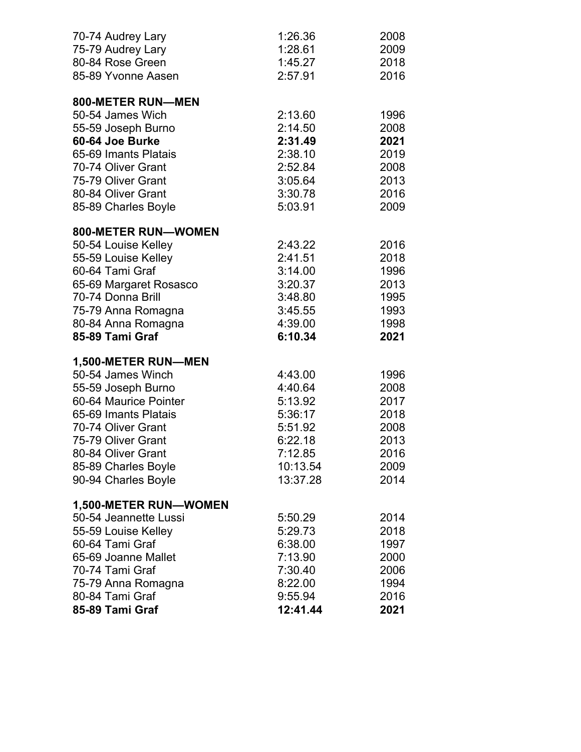70-74 Audrey Lary 1:26.36 2008
75-79 Audrey Lary 1:28.61 2009
80-84 Rose Green 1:45.27 2018
85-89 Yvonne Aasen 2:57.91 2016

**800-METER RUN—MEN**

| | | |
|---|---|---|
| 50-54 James Wich | 2:13.60 | 1996 |
| 55-59 Joseph Burno | 2:14.50 | 2008 |
| **60-64 Joe Burke** | **2:31.49** | **2021** |
| 65-69 Imants Platais | 2:38.10 | 2019 |
| 70-74 Oliver Grant | 2:52.84 | 2008 |
| 75-79 Oliver Grant | 3:05.64 | 2013 |
| 80-84 Oliver Grant | 3:30.78 | 2016 |
| 85-89 Charles Boyle | 5:03.91 | 2009 |

**800-METER RUN—WOMEN**

| | | |
|---|---|---|
| 50-54 Louise Kelley | 2:43.22 | 2016 |
| 55-59 Louise Kelley | 2:41.51 | 2018 |
| 60-64 Tami Graf | 3:14.00 | 1996 |
| 65-69 Margaret Rosasco | 3:20.37 | 2013 |
| 70-74 Donna Brill | 3:48.80 | 1995 |
| 75-79 Anna Romagna | 3:45.55 | 1993 |
| 80-84 Anna Romagna | 4:39.00 | 1998 |
| **85-89 Tami Graf** | **6:10.34** | **2021** |

**1,500-METER RUN—MEN**

| | | |
|---|---|---|
| 50-54 James Winch | 4:43.00 | 1996 |
| 55-59 Joseph Burno | 4:40.64 | 2008 |
| 60-64 Maurice Pointer | 5:13.92 | 2017 |
| 65-69 Imants Platais | 5:36:17 | 2018 |
| 70-74 Oliver Grant | 5:51.92 | 2008 |
| 75-79 Oliver Grant | 6:22.18 | 2013 |
| 80-84 Oliver Grant | 7:12.85 | 2016 |
| 85-89 Charles Boyle | 10:13.54 | 2009 |
| 90-94 Charles Boyle | 13:37.28 | 2014 |

**1,500-METER RUN—WOMEN**

| | | |
|---|---|---|
| 50-54 Jeannette Lussi | 5:50.29 | 2014 |
| 55-59 Louise Kelley | 5:29.73 | 2018 |
| 60-64 Tami Graf | 6:38.00 | 1997 |
| 65-69 Joanne Mallet | 7:13.90 | 2000 |
| 70-74 Tami Graf | 7:30.40 | 2006 |
| 75-79 Anna Romagna | 8:22.00 | 1994 |
| 80-84 Tami Graf | 9:55.94 | 2016 |
| **85-89 Tami Graf** | **12:41.44** | **2021** |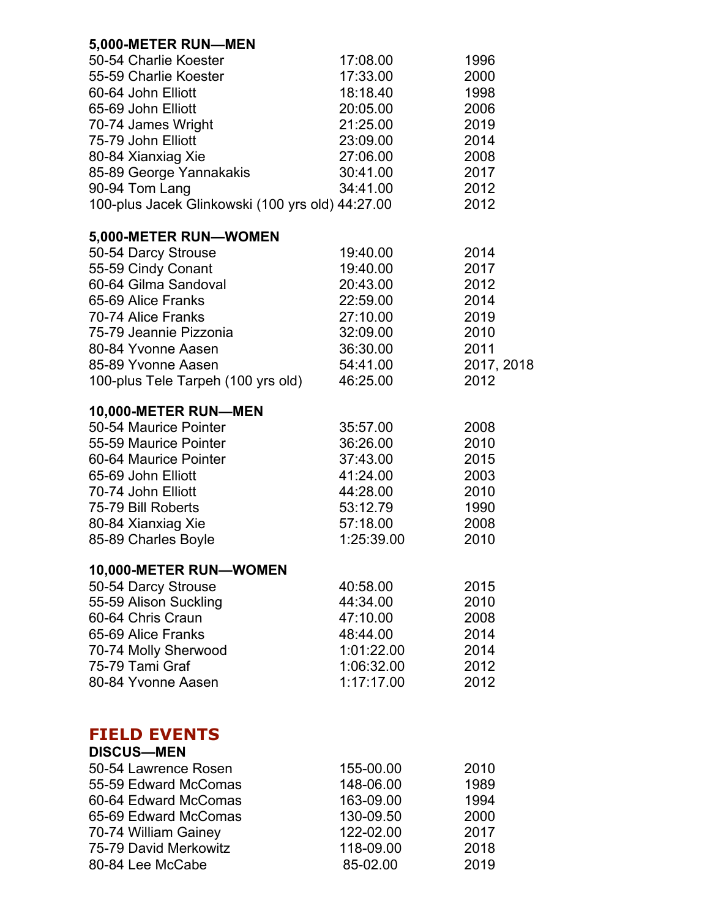**5,000-METER RUN—MEN**

| | | |
|---|---|---|
| 50-54 Charlie Koester | 17:08.00 | 1996 |
| 55-59 Charlie Koester | 17:33.00 | 2000 |
| 60-64 John Elliott | 18:18.40 | 1998 |
| 65-69 John Elliott | 20:05.00 | 2006 |
| 70-74 James Wright | 21:25.00 | 2019 |
| 75-79 John Elliott | 23:09.00 | 2014 |
| 80-84 Xianxiag Xie | 27:06.00 | 2008 |
| 85-89 George Yannakakis | 30:41.00 | 2017 |
| 90-94 Tom Lang | 34:41.00 | 2012 |
| 100-plus Jacek Glinkowski (100 yrs old) | 44:27.00 | 2012 |

**5,000-METER RUN—WOMEN**

| | | |
|---|---|---|
| 50-54 Darcy Strouse | 19:40.00 | 2014 |
| 55-59 Cindy Conant | 19:40.00 | 2017 |
| 60-64 Gilma Sandoval | 20:43.00 | 2012 |
| 65-69 Alice Franks | 22:59.00 | 2014 |
| 70-74 Alice Franks | 27:10.00 | 2019 |
| 75-79 Jeannie Pizzonia | 32:09.00 | 2010 |
| 80-84 Yvonne Aasen | 36:30.00 | 2011 |
| 85-89 Yvonne Aasen | 54:41.00 | 2017, 2018 |
| 100-plus Tele Tarpeh (100 yrs old) | 46:25.00 | 2012 |

**10,000-METER RUN—MEN**

| | | |
|---|---|---|
| 50-54 Maurice Pointer | 35:57.00 | 2008 |
| 55-59 Maurice Pointer | 36:26.00 | 2010 |
| 60-64 Maurice Pointer | 37:43.00 | 2015 |
| 65-69 John Elliott | 41:24.00 | 2003 |
| 70-74 John Elliott | 44:28.00 | 2010 |
| 75-79 Bill Roberts | 53:12.79 | 1990 |
| 80-84 Xianxiag Xie | 57:18.00 | 2008 |
| 85-89 Charles Boyle | 1:25:39.00 | 2010 |

**10,000-METER RUN—WOMEN**

| | | |
|---|---|---|
| 50-54 Darcy Strouse | 40:58.00 | 2015 |
| 55-59 Alison Suckling | 44:34.00 | 2010 |
| 60-64 Chris Craun | 47:10.00 | 2008 |
| 65-69 Alice Franks | 48:44.00 | 2014 |
| 70-74 Molly Sherwood | 1:01:22.00 | 2014 |
| 75-79 Tami Graf | 1:06:32.00 | 2012 |
| 80-84 Yvonne Aasen | 1:17:17.00 | 2012 |

## FIELD EVENTS

**DISCUS—MEN**

| | | |
|---|---|---|
| 50-54 Lawrence Rosen | 155-00.00 | 2010 |
| 55-59 Edward McComas | 148-06.00 | 1989 |
| 60-64 Edward McComas | 163-09.00 | 1994 |
| 65-69 Edward McComas | 130-09.50 | 2000 |
| 70-74 William Gainey | 122-02.00 | 2017 |
| 75-79 David Merkowitz | 118-09.00 | 2018 |
| 80-84 Lee McCabe | 85-02.00 | 2019 |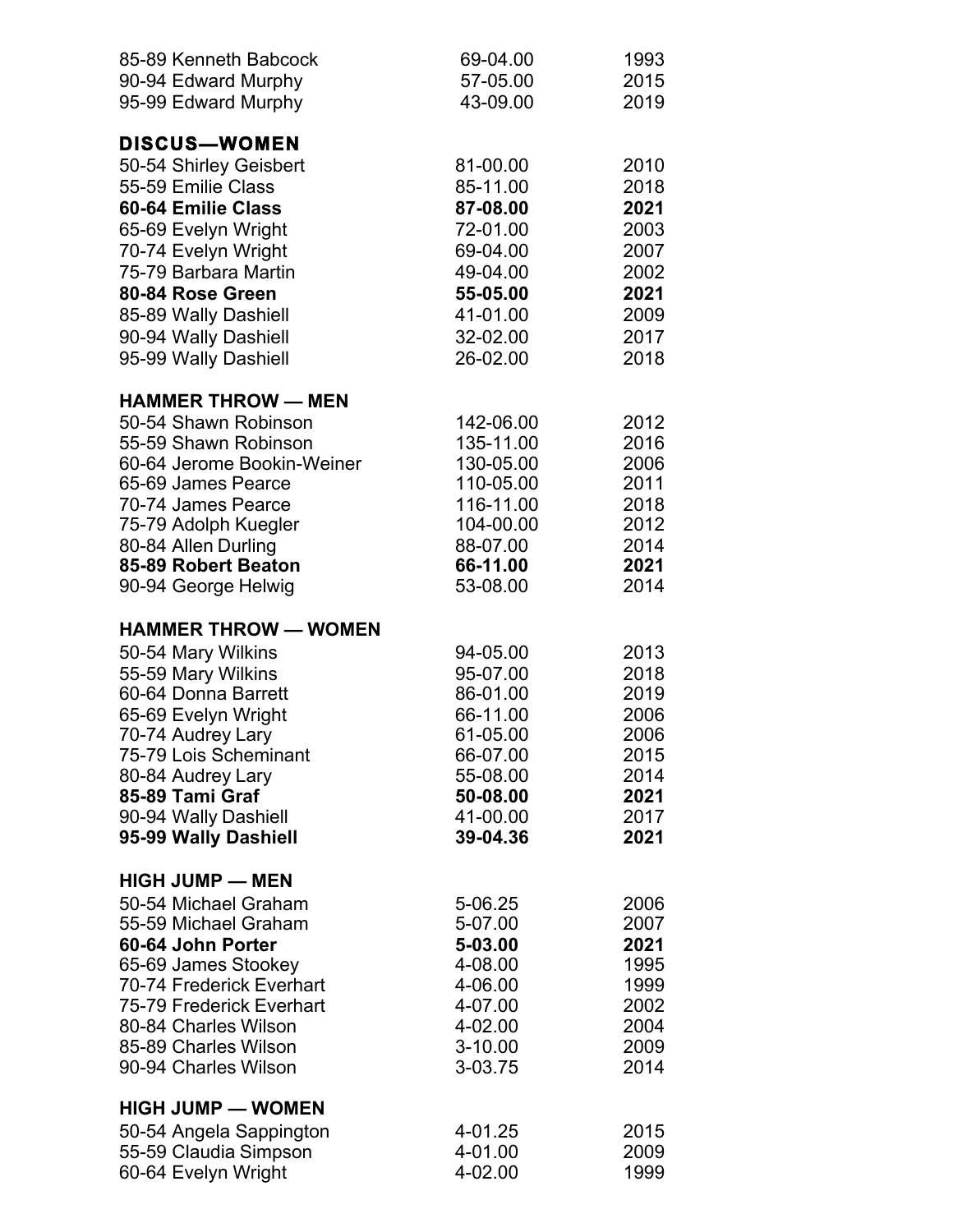| | | |
|---|---|---|
| 85-89 Kenneth Babcock | 69-04.00 | 1993 |
| 90-94 Edward Murphy | 57-05.00 | 2015 |
| 95-99 Edward Murphy | 43-09.00 | 2019 |

## DISCUS—WOMEN

| | | |
|---|---|---|
| 50-54 Shirley Geisbert | 81-00.00 | 2010 |
| 55-59 Emilie Class | 85-11.00 | 2018 |
| **60-64 Emilie Class** | **87-08.00** | **2021** |
| 65-69 Evelyn Wright | 72-01.00 | 2003 |
| 70-74 Evelyn Wright | 69-04.00 | 2007 |
| 75-79 Barbara Martin | 49-04.00 | 2002 |
| **80-84 Rose Green** | **55-05.00** | **2021** |
| 85-89 Wally Dashiell | 41-01.00 | 2009 |
| 90-94 Wally Dashiell | 32-02.00 | 2017 |
| 95-99 Wally Dashiell | 26-02.00 | 2018 |

## HAMMER THROW — MEN

| | | |
|---|---|---|
| 50-54 Shawn Robinson | 142-06.00 | 2012 |
| 55-59 Shawn Robinson | 135-11.00 | 2016 |
| 60-64 Jerome Bookin-Weiner | 130-05.00 | 2006 |
| 65-69 James Pearce | 110-05.00 | 2011 |
| 70-74 James Pearce | 116-11.00 | 2018 |
| 75-79 Adolph Kuegler | 104-00.00 | 2012 |
| 80-84 Allen Durling | 88-07.00 | 2014 |
| **85-89 Robert Beaton** | **66-11.00** | **2021** |
| 90-94 George Helwig | 53-08.00 | 2014 |

## HAMMER THROW — WOMEN

| | | |
|---|---|---|
| 50-54 Mary Wilkins | 94-05.00 | 2013 |
| 55-59 Mary Wilkins | 95-07.00 | 2018 |
| 60-64 Donna Barrett | 86-01.00 | 2019 |
| 65-69 Evelyn Wright | 66-11.00 | 2006 |
| 70-74 Audrey Lary | 61-05.00 | 2006 |
| 75-79 Lois Scheminant | 66-07.00 | 2015 |
| 80-84 Audrey Lary | 55-08.00 | 2014 |
| **85-89 Tami Graf** | **50-08.00** | **2021** |
| 90-94 Wally Dashiell | 41-00.00 | 2017 |
| **95-99 Wally Dashiell** | **39-04.36** | **2021** |

## HIGH JUMP — MEN

| | | |
|---|---|---|
| 50-54 Michael Graham | 5-06.25 | 2006 |
| 55-59 Michael Graham | 5-07.00 | 2007 |
| **60-64 John Porter** | **5-03.00** | **2021** |
| 65-69 James Stookey | 4-08.00 | 1995 |
| 70-74 Frederick Everhart | 4-06.00 | 1999 |
| 75-79 Frederick Everhart | 4-07.00 | 2002 |
| 80-84 Charles Wilson | 4-02.00 | 2004 |
| 85-89 Charles Wilson | 3-10.00 | 2009 |
| 90-94 Charles Wilson | 3-03.75 | 2014 |

## HIGH JUMP — WOMEN

| | | |
|---|---|---|
| 50-54 Angela Sappington | 4-01.25 | 2015 |
| 55-59 Claudia Simpson | 4-01.00 | 2009 |
| 60-64 Evelyn Wright | 4-02.00 | 1999 |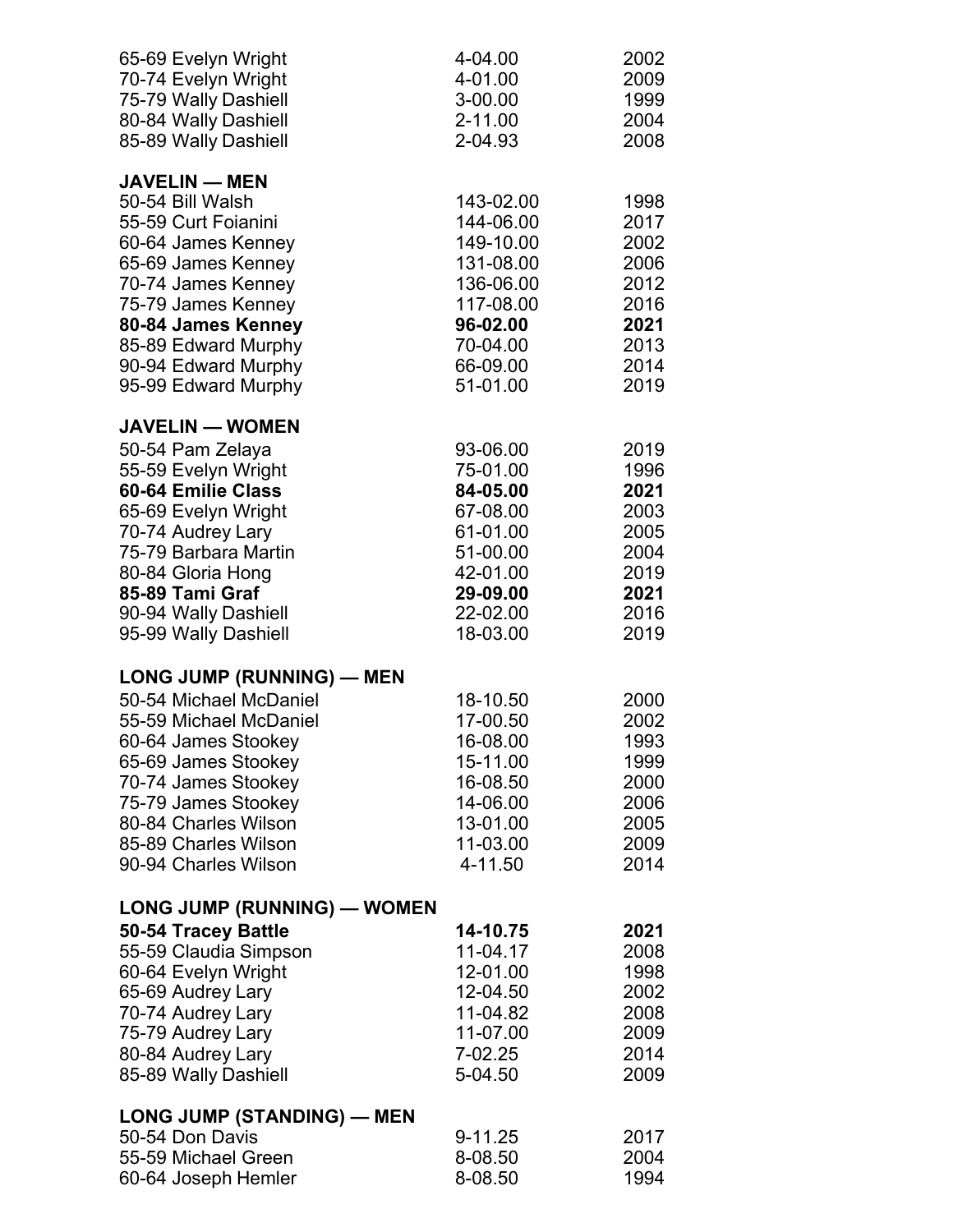| | | |
|---|---|---|
| 65-69 Evelyn Wright | 4-04.00 | 2002 |
| 70-74 Evelyn Wright | 4-01.00 | 2009 |
| 75-79 Wally Dashiell | 3-00.00 | 1999 |
| 80-84 Wally Dashiell | 2-11.00 | 2004 |
| 85-89 Wally Dashiell | 2-04.93 | 2008 |

### JAVELIN — MEN

| | | |
|---|---|---|
| 50-54 Bill Walsh | 143-02.00 | 1998 |
| 55-59 Curt Foianini | 144-06.00 | 2017 |
| 60-64 James Kenney | 149-10.00 | 2002 |
| 65-69 James Kenney | 131-08.00 | 2006 |
| 70-74 James Kenney | 136-06.00 | 2012 |
| 75-79 James Kenney | 117-08.00 | 2016 |
| **80-84 James Kenney** | **96-02.00** | **2021** |
| 85-89 Edward Murphy | 70-04.00 | 2013 |
| 90-94 Edward Murphy | 66-09.00 | 2014 |
| 95-99 Edward Murphy | 51-01.00 | 2019 |

### JAVELIN — WOMEN

| | | |
|---|---|---|
| 50-54 Pam Zelaya | 93-06.00 | 2019 |
| 55-59 Evelyn Wright | 75-01.00 | 1996 |
| **60-64 Emilie Class** | **84-05.00** | **2021** |
| 65-69 Evelyn Wright | 67-08.00 | 2003 |
| 70-74 Audrey Lary | 61-01.00 | 2005 |
| 75-79 Barbara Martin | 51-00.00 | 2004 |
| 80-84 Gloria Hong | 42-01.00 | 2019 |
| **85-89 Tami Graf** | **29-09.00** | **2021** |
| 90-94 Wally Dashiell | 22-02.00 | 2016 |
| 95-99 Wally Dashiell | 18-03.00 | 2019 |

### LONG JUMP (RUNNING) — MEN

| | | |
|---|---|---|
| 50-54 Michael McDaniel | 18-10.50 | 2000 |
| 55-59 Michael McDaniel | 17-00.50 | 2002 |
| 60-64 James Stookey | 16-08.00 | 1993 |
| 65-69 James Stookey | 15-11.00 | 1999 |
| 70-74 James Stookey | 16-08.50 | 2000 |
| 75-79 James Stookey | 14-06.00 | 2006 |
| 80-84 Charles Wilson | 13-01.00 | 2005 |
| 85-89 Charles Wilson | 11-03.00 | 2009 |
| 90-94 Charles Wilson | 4-11.50 | 2014 |

### LONG JUMP (RUNNING) — WOMEN

| | | |
|---|---|---|
| **50-54 Tracey Battle** | **14-10.75** | **2021** |
| 55-59 Claudia Simpson | 11-04.17 | 2008 |
| 60-64 Evelyn Wright | 12-01.00 | 1998 |
| 65-69 Audrey Lary | 12-04.50 | 2002 |
| 70-74 Audrey Lary | 11-04.82 | 2008 |
| 75-79 Audrey Lary | 11-07.00 | 2009 |
| 80-84 Audrey Lary | 7-02.25 | 2014 |
| 85-89 Wally Dashiell | 5-04.50 | 2009 |

### LONG JUMP (STANDING) — MEN

| | | |
|---|---|---|
| 50-54 Don Davis | 9-11.25 | 2017 |
| 55-59 Michael Green | 8-08.50 | 2004 |
| 60-64 Joseph Hemler | 8-08.50 | 1994 |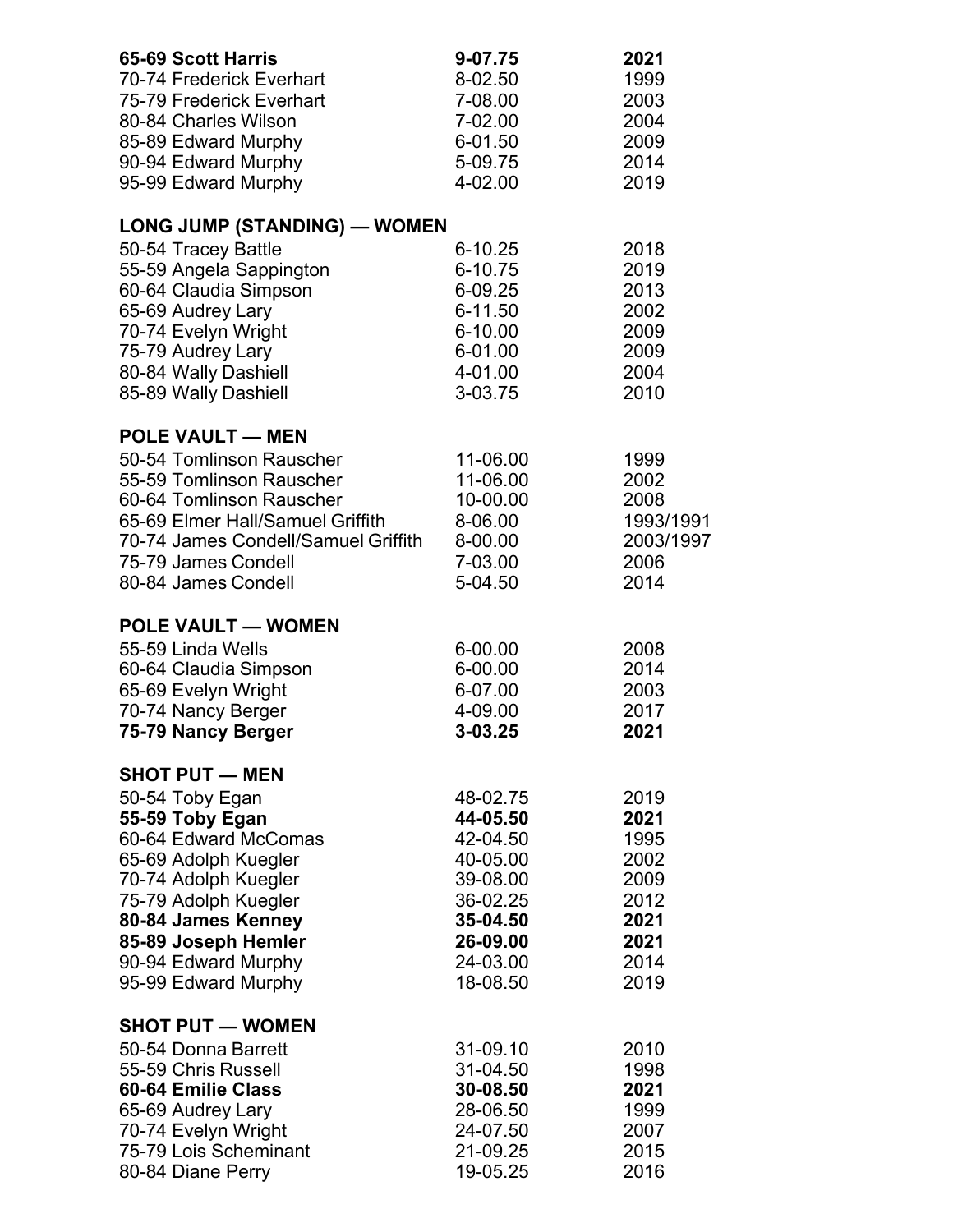| | | |
|---|---|---|
| **65-69 Scott Harris** | **9-07.75** | **2021** |
| 70-74 Frederick Everhart | 8-02.50 | 1999 |
| 75-79 Frederick Everhart | 7-08.00 | 2003 |
| 80-84 Charles Wilson | 7-02.00 | 2004 |
| 85-89 Edward Murphy | 6-01.50 | 2009 |
| 90-94 Edward Murphy | 5-09.75 | 2014 |
| 95-99 Edward Murphy | 4-02.00 | 2019 |

### LONG JUMP (STANDING) — WOMEN

| | | |
|---|---|---|
| 50-54 Tracey Battle | 6-10.25 | 2018 |
| 55-59 Angela Sappington | 6-10.75 | 2019 |
| 60-64 Claudia Simpson | 6-09.25 | 2013 |
| 65-69 Audrey Lary | 6-11.50 | 2002 |
| 70-74 Evelyn Wright | 6-10.00 | 2009 |
| 75-79 Audrey Lary | 6-01.00 | 2009 |
| 80-84 Wally Dashiell | 4-01.00 | 2004 |
| 85-89 Wally Dashiell | 3-03.75 | 2010 |

### POLE VAULT — MEN

| | | |
|---|---|---|
| 50-54 Tomlinson Rauscher | 11-06.00 | 1999 |
| 55-59 Tomlinson Rauscher | 11-06.00 | 2002 |
| 60-64 Tomlinson Rauscher | 10-00.00 | 2008 |
| 65-69 Elmer Hall/Samuel Griffith | 8-06.00 | 1993/1991 |
| 70-74 James Condell/Samuel Griffith | 8-00.00 | 2003/1997 |
| 75-79 James Condell | 7-03.00 | 2006 |
| 80-84 James Condell | 5-04.50 | 2014 |

### POLE VAULT — WOMEN

| | | |
|---|---|---|
| 55-59 Linda Wells | 6-00.00 | 2008 |
| 60-64 Claudia Simpson | 6-00.00 | 2014 |
| 65-69 Evelyn Wright | 6-07.00 | 2003 |
| 70-74 Nancy Berger | 4-09.00 | 2017 |
| **75-79 Nancy Berger** | **3-03.25** | **2021** |

### SHOT PUT — MEN

| | | |
|---|---|---|
| 50-54 Toby Egan | 48-02.75 | 2019 |
| **55-59 Toby Egan** | **44-05.50** | **2021** |
| 60-64 Edward McComas | 42-04.50 | 1995 |
| 65-69 Adolph Kuegler | 40-05.00 | 2002 |
| 70-74 Adolph Kuegler | 39-08.00 | 2009 |
| 75-79 Adolph Kuegler | 36-02.25 | 2012 |
| **80-84 James Kenney** | **35-04.50** | **2021** |
| **85-89 Joseph Hemler** | **26-09.00** | **2021** |
| 90-94 Edward Murphy | 24-03.00 | 2014 |
| 95-99 Edward Murphy | 18-08.50 | 2019 |

### SHOT PUT — WOMEN

| | | |
|---|---|---|
| 50-54 Donna Barrett | 31-09.10 | 2010 |
| 55-59 Chris Russell | 31-04.50 | 1998 |
| **60-64 Emilie Class** | **30-08.50** | **2021** |
| 65-69 Audrey Lary | 28-06.50 | 1999 |
| 70-74 Evelyn Wright | 24-07.50 | 2007 |
| 75-79 Lois Scheminant | 21-09.25 | 2015 |
| 80-84 Diane Perry | 19-05.25 | 2016 |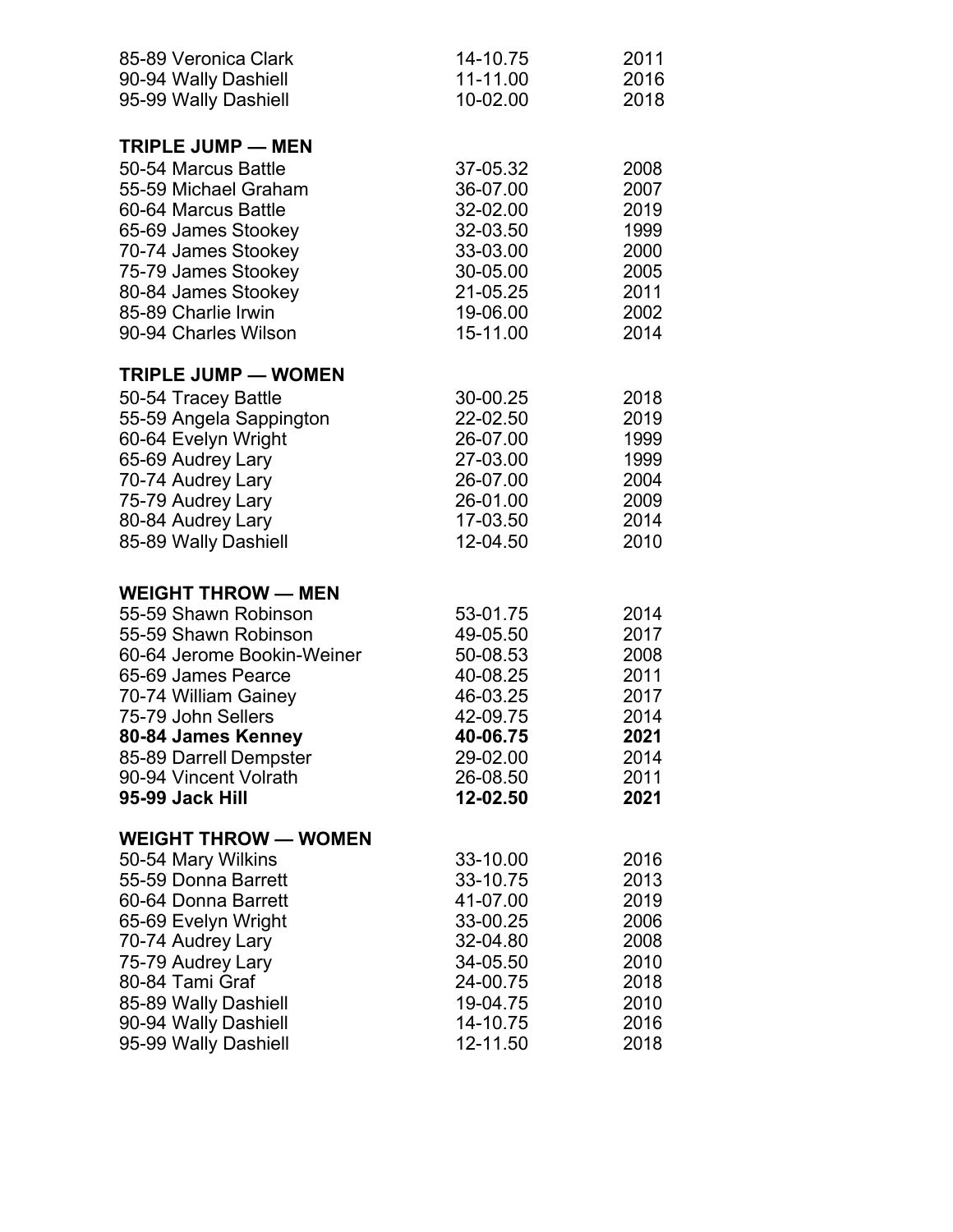| | | |
|---|---|---|
| 85-89 Veronica Clark | 14-10.75 | 2011 |
| 90-94 Wally Dashiell | 11-11.00 | 2016 |
| 95-99 Wally Dashiell | 10-02.00 | 2018 |

**TRIPLE JUMP — MEN**

| | | |
|---|---|---|
| 50-54 Marcus Battle | 37-05.32 | 2008 |
| 55-59 Michael Graham | 36-07.00 | 2007 |
| 60-64 Marcus Battle | 32-02.00 | 2019 |
| 65-69 James Stookey | 32-03.50 | 1999 |
| 70-74 James Stookey | 33-03.00 | 2000 |
| 75-79 James Stookey | 30-05.00 | 2005 |
| 80-84 James Stookey | 21-05.25 | 2011 |
| 85-89 Charlie Irwin | 19-06.00 | 2002 |
| 90-94 Charles Wilson | 15-11.00 | 2014 |

**TRIPLE JUMP — WOMEN**

| | | |
|---|---|---|
| 50-54 Tracey Battle | 30-00.25 | 2018 |
| 55-59 Angela Sappington | 22-02.50 | 2019 |
| 60-64 Evelyn Wright | 26-07.00 | 1999 |
| 65-69 Audrey Lary | 27-03.00 | 1999 |
| 70-74 Audrey Lary | 26-07.00 | 2004 |
| 75-79 Audrey Lary | 26-01.00 | 2009 |
| 80-84 Audrey Lary | 17-03.50 | 2014 |
| 85-89 Wally Dashiell | 12-04.50 | 2010 |

**WEIGHT THROW — MEN**

| | | |
|---|---|---|
| 55-59 Shawn Robinson | 53-01.75 | 2014 |
| 55-59 Shawn Robinson | 49-05.50 | 2017 |
| 60-64 Jerome Bookin-Weiner | 50-08.53 | 2008 |
| 65-69 James Pearce | 40-08.25 | 2011 |
| 70-74 William Gainey | 46-03.25 | 2017 |
| 75-79 John Sellers | 42-09.75 | 2014 |
| **80-84 James Kenney** | **40-06.75** | **2021** |
| 85-89 Darrell Dempster | 29-02.00 | 2014 |
| 90-94 Vincent Volrath | 26-08.50 | 2011 |
| **95-99 Jack Hill** | **12-02.50** | **2021** |

**WEIGHT THROW — WOMEN**

| | | |
|---|---|---|
| 50-54 Mary Wilkins | 33-10.00 | 2016 |
| 55-59 Donna Barrett | 33-10.75 | 2013 |
| 60-64 Donna Barrett | 41-07.00 | 2019 |
| 65-69 Evelyn Wright | 33-00.25 | 2006 |
| 70-74 Audrey Lary | 32-04.80 | 2008 |
| 75-79 Audrey Lary | 34-05.50 | 2010 |
| 80-84 Tami Graf | 24-00.75 | 2018 |
| 85-89 Wally Dashiell | 19-04.75 | 2010 |
| 90-94 Wally Dashiell | 14-10.75 | 2016 |
| 95-99 Wally Dashiell | 12-11.50 | 2018 |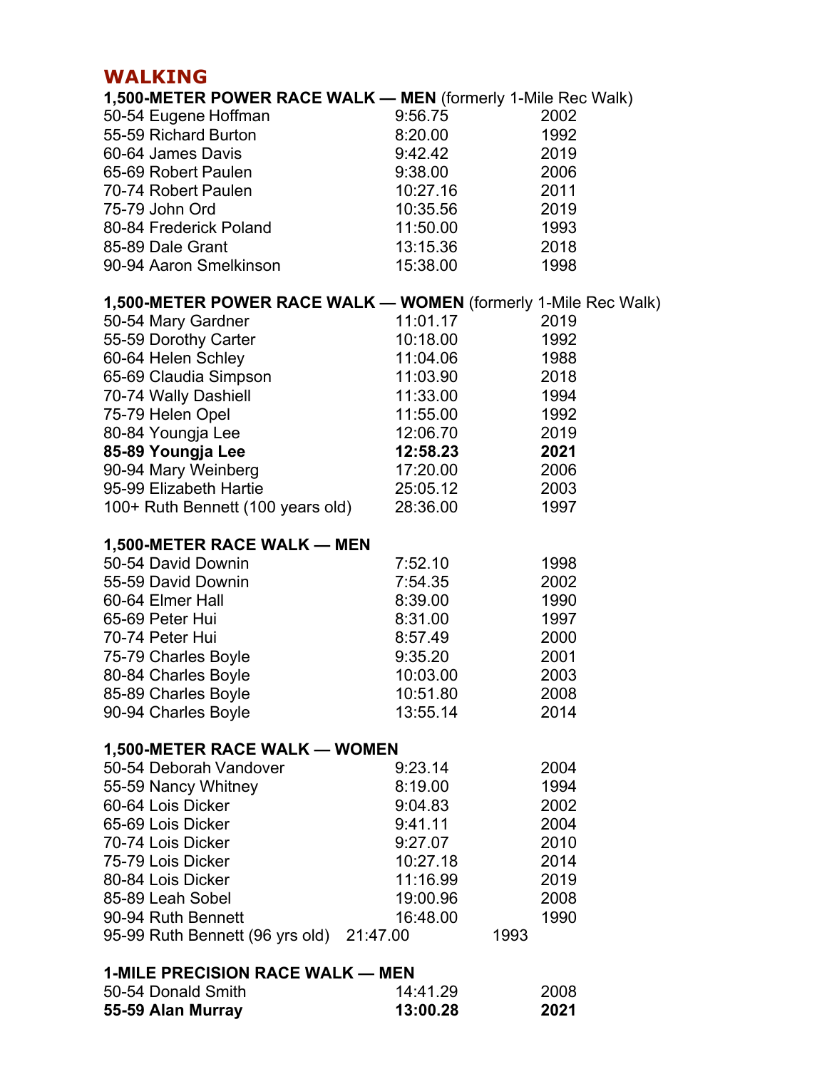## WALKING

### 1,500-METER POWER RACE WALK — MEN (formerly 1-Mile Rec Walk)

| | | |
|---|---|---|
| 50-54 Eugene Hoffman | 9:56.75 | 2002 |
| 55-59 Richard Burton | 8:20.00 | 1992 |
| 60-64 James Davis | 9:42.42 | 2019 |
| 65-69 Robert Paulen | 9:38.00 | 2006 |
| 70-74 Robert Paulen | 10:27.16 | 2011 |
| 75-79 John Ord | 10:35.56 | 2019 |
| 80-84 Frederick Poland | 11:50.00 | 1993 |
| 85-89 Dale Grant | 13:15.36 | 2018 |
| 90-94 Aaron Smelkinson | 15:38.00 | 1998 |

### 1,500-METER POWER RACE WALK — WOMEN (formerly 1-Mile Rec Walk)

| | | |
|---|---|---|
| 50-54 Mary Gardner | 11:01.17 | 2019 |
| 55-59 Dorothy Carter | 10:18.00 | 1992 |
| 60-64 Helen Schley | 11:04.06 | 1988 |
| 65-69 Claudia Simpson | 11:03.90 | 2018 |
| 70-74 Wally Dashiell | 11:33.00 | 1994 |
| 75-79 Helen Opel | 11:55.00 | 1992 |
| 80-84 Youngja Lee | 12:06.70 | 2019 |
| **85-89 Youngja Lee** | **12:58.23** | **2021** |
| 90-94 Mary Weinberg | 17:20.00 | 2006 |
| 95-99 Elizabeth Hartie | 25:05.12 | 2003 |
| 100+ Ruth Bennett (100 years old) | 28:36.00 | 1997 |

### 1,500-METER RACE WALK — MEN

| | | |
|---|---|---|
| 50-54 David Downin | 7:52.10 | 1998 |
| 55-59 David Downin | 7:54.35 | 2002 |
| 60-64 Elmer Hall | 8:39.00 | 1990 |
| 65-69 Peter Hui | 8:31.00 | 1997 |
| 70-74 Peter Hui | 8:57.49 | 2000 |
| 75-79 Charles Boyle | 9:35.20 | 2001 |
| 80-84 Charles Boyle | 10:03.00 | 2003 |
| 85-89 Charles Boyle | 10:51.80 | 2008 |
| 90-94 Charles Boyle | 13:55.14 | 2014 |

### 1,500-METER RACE WALK — WOMEN

| | | |
|---|---|---|
| 50-54 Deborah Vandover | 9:23.14 | 2004 |
| 55-59 Nancy Whitney | 8:19.00 | 1994 |
| 60-64 Lois Dicker | 9:04.83 | 2002 |
| 65-69 Lois Dicker | 9:41.11 | 2004 |
| 70-74 Lois Dicker | 9:27.07 | 2010 |
| 75-79 Lois Dicker | 10:27.18 | 2014 |
| 80-84 Lois Dicker | 11:16.99 | 2019 |
| 85-89 Leah Sobel | 19:00.96 | 2008 |
| 90-94 Ruth Bennett | 16:48.00 | 1990 |
| 95-99 Ruth Bennett (96 yrs old) | 21:47.00 | 1993 |

### 1-MILE PRECISION RACE WALK — MEN

| | | |
|---|---|---|
| 50-54 Donald Smith | 14:41.29 | 2008 |
| **55-59 Alan Murray** | **13:00.28** | **2021** |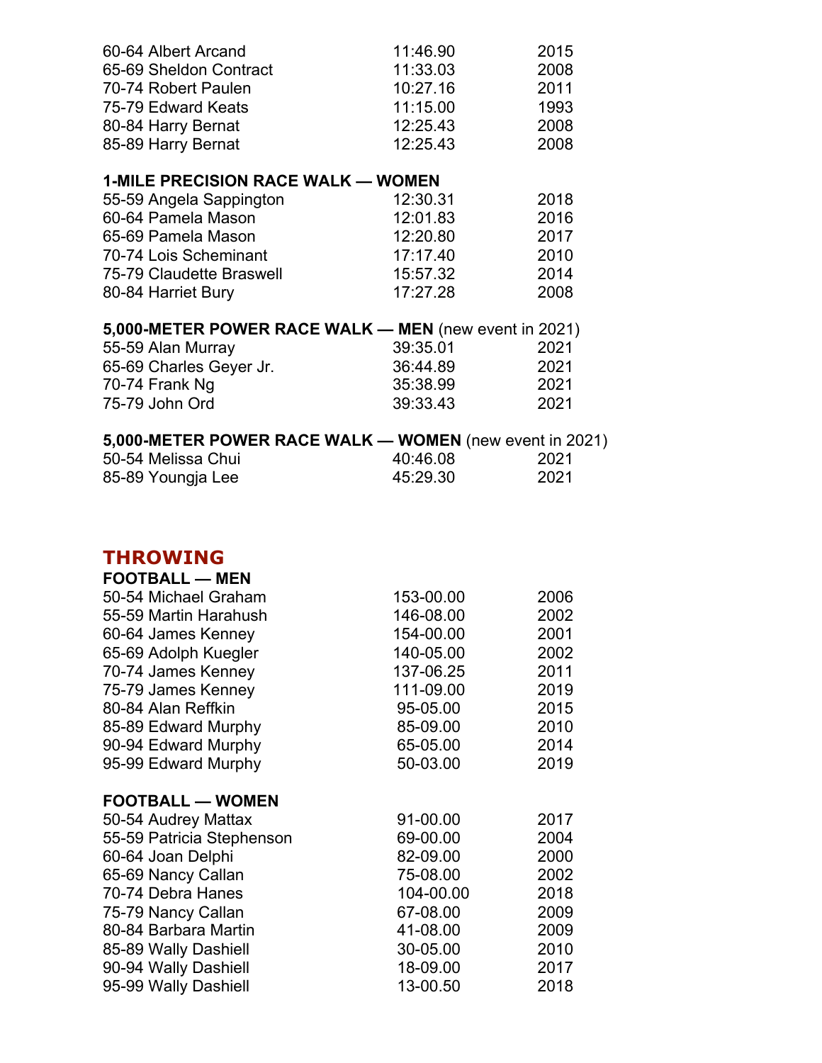60-64 Albert Arcand 11:46.90 2015
65-69 Sheldon Contract 11:33.03 2008
70-74 Robert Paulen 10:27.16 2011
75-79 Edward Keats 11:15.00 1993
80-84 Harry Bernat 12:25.43 2008
85-89 Harry Bernat 12:25.43 2008

**1-MILE PRECISION RACE WALK — WOMEN**

55-59 Angela Sappington 12:30.31 2018
60-64 Pamela Mason 12:01.83 2016
65-69 Pamela Mason 12:20.80 2017
70-74 Lois Scheminant 17:17.40 2010
75-79 Claudette Braswell 15:57.32 2014
80-84 Harriet Bury 17:27.28 2008

**5,000-METER POWER RACE WALK — MEN** (new event in 2021)

55-59 Alan Murray 39:35.01 2021
65-69 Charles Geyer Jr. 36:44.89 2021
70-74 Frank Ng 35:38.99 2021
75-79 John Ord 39:33.43 2021

**5,000-METER POWER RACE WALK — WOMEN** (new event in 2021)

50-54 Melissa Chui 40:46.08 2021
85-89 Youngja Lee 45:29.30 2021

## THROWING

**FOOTBALL — MEN**

50-54 Michael Graham 153-00.00 2006
55-59 Martin Harahush 146-08.00 2002
60-64 James Kenney 154-00.00 2001
65-69 Adolph Kuegler 140-05.00 2002
70-74 James Kenney 137-06.25 2011
75-79 James Kenney 111-09.00 2019
80-84 Alan Reffkin 95-05.00 2015
85-89 Edward Murphy 85-09.00 2010
90-94 Edward Murphy 65-05.00 2014
95-99 Edward Murphy 50-03.00 2019

**FOOTBALL — WOMEN**

50-54 Audrey Mattax 91-00.00 2017
55-59 Patricia Stephenson 69-00.00 2004
60-64 Joan Delphi 82-09.00 2000
65-69 Nancy Callan 75-08.00 2002
70-74 Debra Hanes 104-00.00 2018
75-79 Nancy Callan 67-08.00 2009
80-84 Barbara Martin 41-08.00 2009
85-89 Wally Dashiell 30-05.00 2010
90-94 Wally Dashiell 18-09.00 2017
95-99 Wally Dashiell 13-00.50 2018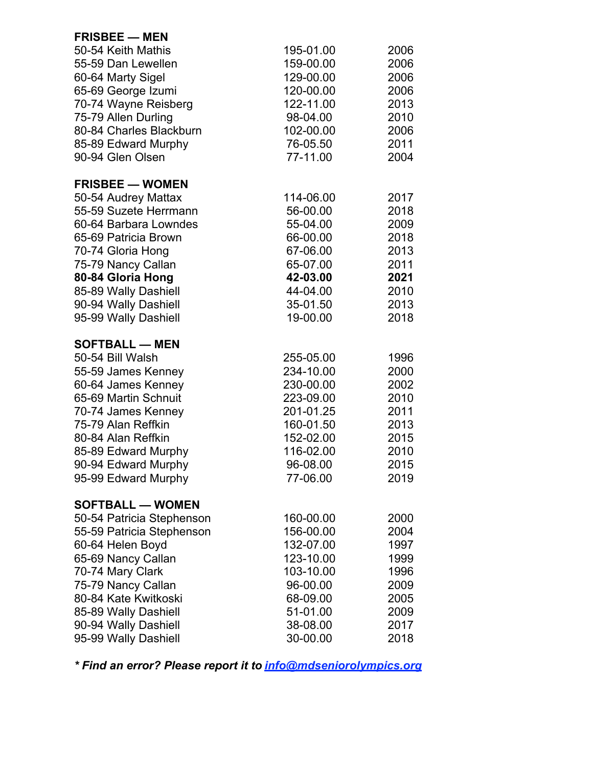**FRISBEE — MEN**

| | | |
|---|---|---|
| 50-54 Keith Mathis | 195-01.00 | 2006 |
| 55-59 Dan Lewellen | 159-00.00 | 2006 |
| 60-64 Marty Sigel | 129-00.00 | 2006 |
| 65-69 George Izumi | 120-00.00 | 2006 |
| 70-74 Wayne Reisberg | 122-11.00 | 2013 |
| 75-79 Allen Durling | 98-04.00 | 2010 |
| 80-84 Charles Blackburn | 102-00.00 | 2006 |
| 85-89 Edward Murphy | 76-05.50 | 2011 |
| 90-94 Glen Olsen | 77-11.00 | 2004 |

**FRISBEE — WOMEN**

| | | |
|---|---|---|
| 50-54 Audrey Mattax | 114-06.00 | 2017 |
| 55-59 Suzete Herrmann | 56-00.00 | 2018 |
| 60-64 Barbara Lowndes | 55-04.00 | 2009 |
| 65-69 Patricia Brown | 66-00.00 | 2018 |
| 70-74 Gloria Hong | 67-06.00 | 2013 |
| 75-79 Nancy Callan | 65-07.00 | 2011 |
| **80-84 Gloria Hong** | **42-03.00** | **2021** |
| 85-89 Wally Dashiell | 44-04.00 | 2010 |
| 90-94 Wally Dashiell | 35-01.50 | 2013 |
| 95-99 Wally Dashiell | 19-00.00 | 2018 |

**SOFTBALL — MEN**

| | | |
|---|---|---|
| 50-54 Bill Walsh | 255-05.00 | 1996 |
| 55-59 James Kenney | 234-10.00 | 2000 |
| 60-64 James Kenney | 230-00.00 | 2002 |
| 65-69 Martin Schnuit | 223-09.00 | 2010 |
| 70-74 James Kenney | 201-01.25 | 2011 |
| 75-79 Alan Reffkin | 160-01.50 | 2013 |
| 80-84 Alan Reffkin | 152-02.00 | 2015 |
| 85-89 Edward Murphy | 116-02.00 | 2010 |
| 90-94 Edward Murphy | 96-08.00 | 2015 |
| 95-99 Edward Murphy | 77-06.00 | 2019 |

**SOFTBALL — WOMEN**

| | | |
|---|---|---|
| 50-54 Patricia Stephenson | 160-00.00 | 2000 |
| 55-59 Patricia Stephenson | 156-00.00 | 2004 |
| 60-64 Helen Boyd | 132-07.00 | 1997 |
| 65-69 Nancy Callan | 123-10.00 | 1999 |
| 70-74 Mary Clark | 103-10.00 | 1996 |
| 75-79 Nancy Callan | 96-00.00 | 2009 |
| 80-84 Kate Kwitkoski | 68-09.00 | 2005 |
| 85-89 Wally Dashiell | 51-01.00 | 2009 |
| 90-94 Wally Dashiell | 38-08.00 | 2017 |
| 95-99 Wally Dashiell | 30-00.00 | 2018 |

***\* Find an error? Please report it to info@mdseniorolympics.org***